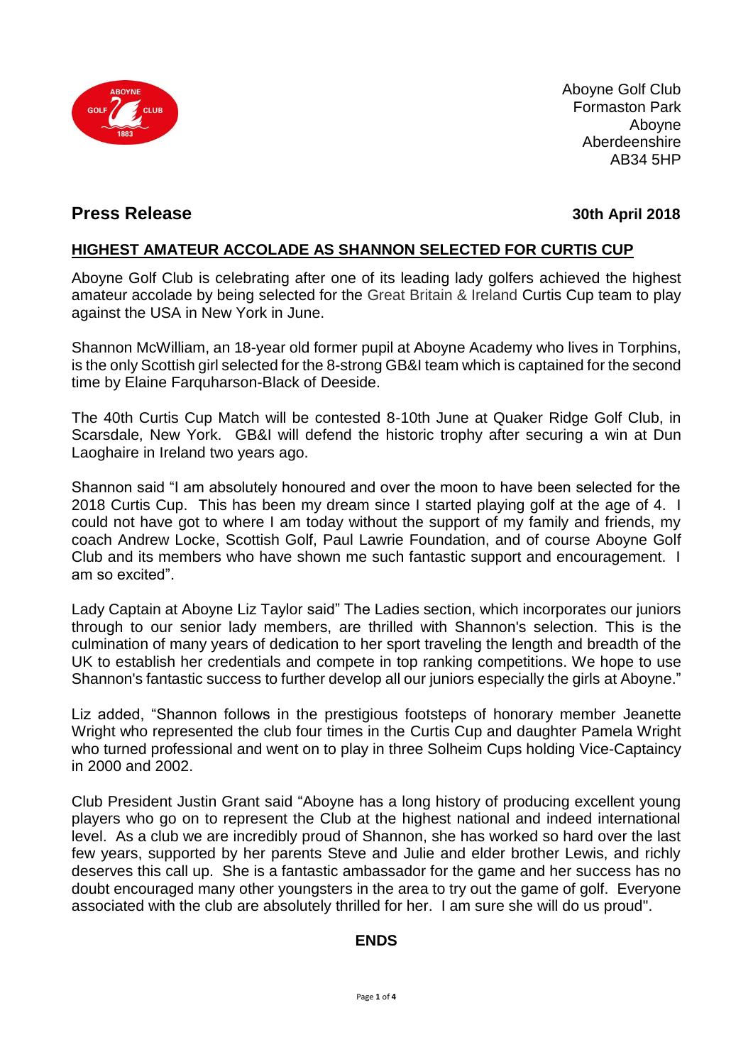Aboyne Golf Club
Formaston Park
Aboyne
Aberdeenshire
AB34 5HP

## Press Release

**30th April 2018**

**HIGHEST AMATEUR ACCOLADE AS SHANNON SELECTED FOR CURTIS CUP**

Aboyne Golf Club is celebrating after one of its leading lady golfers achieved the highest amateur accolade by being selected for the Great Britain & Ireland Curtis Cup team to play against the USA in New York in June.

Shannon McWilliam, an 18-year old former pupil at Aboyne Academy who lives in Torphins, is the only Scottish girl selected for the 8-strong GB&I team which is captained for the second time by Elaine Farquharson-Black of Deeside.

The 40th Curtis Cup Match will be contested 8-10th June at Quaker Ridge Golf Club, in Scarsdale, New York. GB&I will defend the historic trophy after securing a win at Dun Laoghaire in Ireland two years ago.

Shannon said "I am absolutely honoured and over the moon to have been selected for the 2018 Curtis Cup. This has been my dream since I started playing golf at the age of 4. I could not have got to where I am today without the support of my family and friends, my coach Andrew Locke, Scottish Golf, Paul Lawrie Foundation, and of course Aboyne Golf Club and its members who have shown me such fantastic support and encouragement. I am so excited".

Lady Captain at Aboyne Liz Taylor said" The Ladies section, which incorporates our juniors through to our senior lady members, are thrilled with Shannon's selection. This is the culmination of many years of dedication to her sport traveling the length and breadth of the UK to establish her credentials and compete in top ranking competitions. We hope to use Shannon's fantastic success to further develop all our juniors especially the girls at Aboyne."

Liz added, "Shannon follows in the prestigious footsteps of honorary member Jeanette Wright who represented the club four times in the Curtis Cup and daughter Pamela Wright who turned professional and went on to play in three Solheim Cups holding Vice-Captaincy in 2000 and 2002.

Club President Justin Grant said "Aboyne has a long history of producing excellent young players who go on to represent the Club at the highest national and indeed international level. As a club we are incredibly proud of Shannon, she has worked so hard over the last few years, supported by her parents Steve and Julie and elder brother Lewis, and richly deserves this call up. She is a fantastic ambassador for the game and her success has no doubt encouraged many other youngsters in the area to try out the game of golf. Everyone associated with the club are absolutely thrilled for her. I am sure she will do us proud".

**ENDS**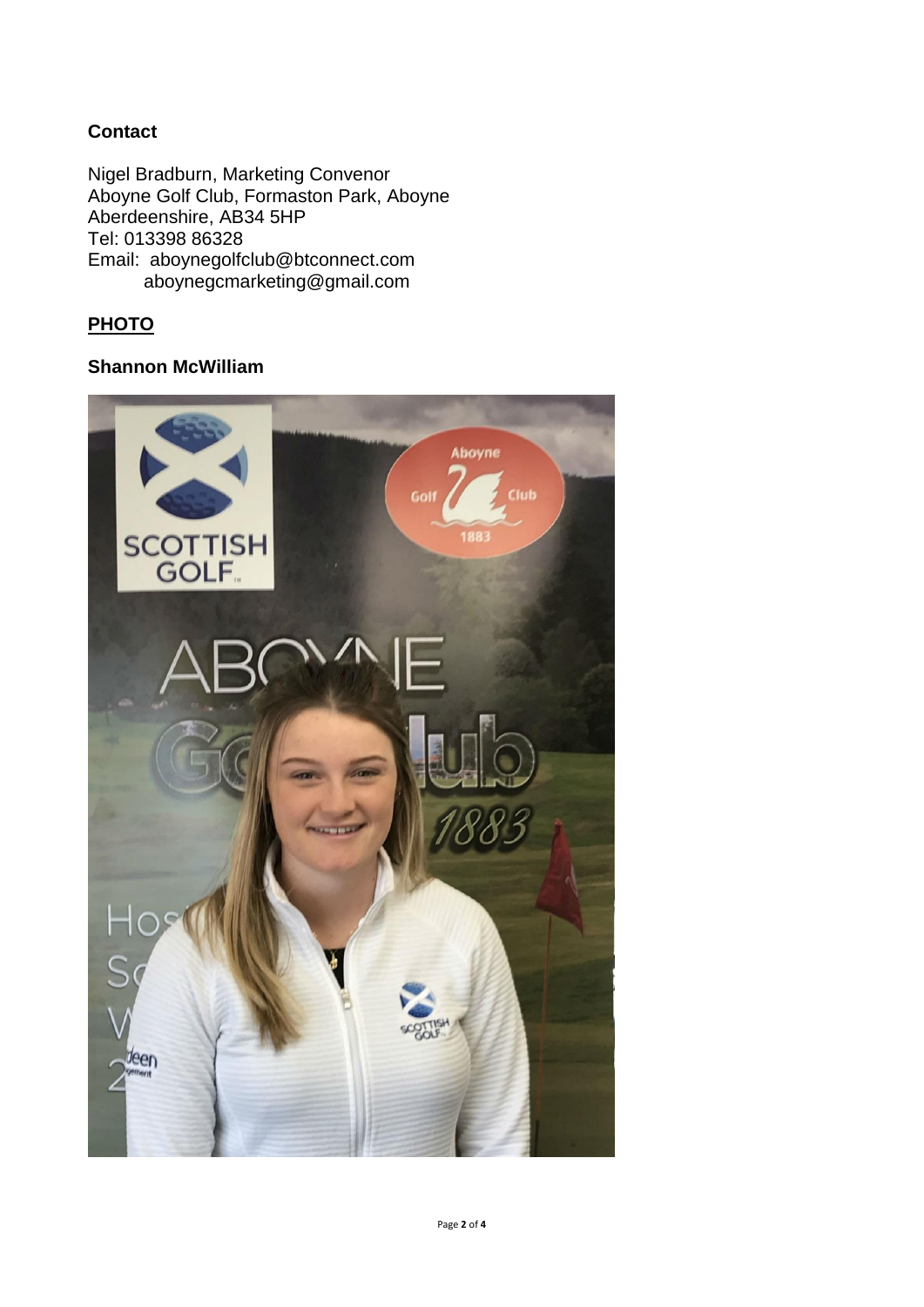### Contact

Nigel Bradburn, Marketing Convenor
Aboyne Golf Club, Formaston Park, Aboyne
Aberdeenshire, AB34 5HP
Tel: 013398 86328
Email: aboynegolfclub@btconnect.com
aboynegcmarketing@gmail.com

### PHOTO

**Shannon McWilliam**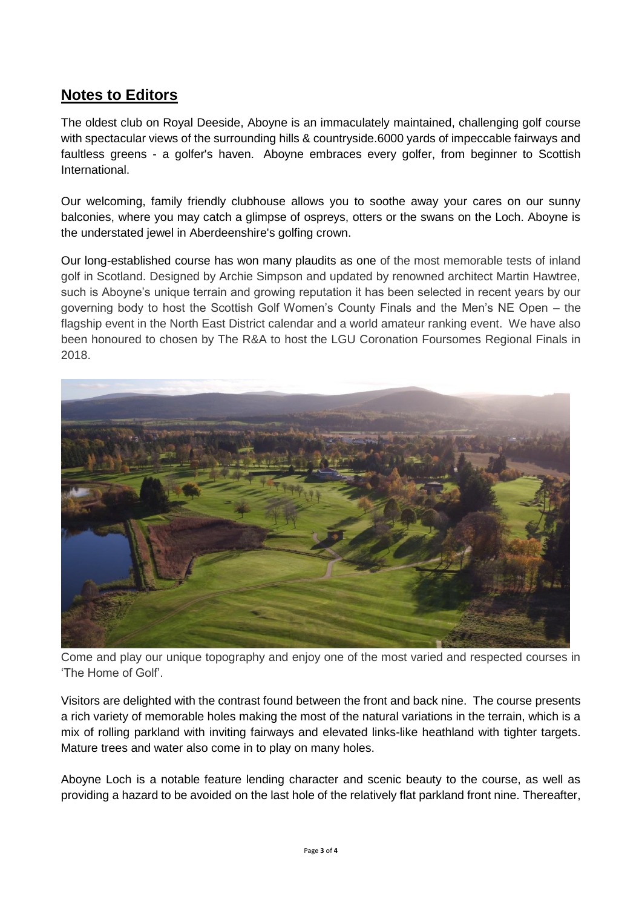## Notes to Editors

The oldest club on Royal Deeside, Aboyne is an immaculately maintained, challenging golf course with spectacular views of the surrounding hills & countryside.6000 yards of impeccable fairways and faultless greens - a golfer's haven. Aboyne embraces every golfer, from beginner to Scottish International.

Our welcoming, family friendly clubhouse allows you to soothe away your cares on our sunny balconies, where you may catch a glimpse of ospreys, otters or the swans on the Loch. Aboyne is the understated jewel in Aberdeenshire's golfing crown.

Our long-established course has won many plaudits as one of the most memorable tests of inland golf in Scotland. Designed by Archie Simpson and updated by renowned architect Martin Hawtree, such is Aboyne's unique terrain and growing reputation it has been selected in recent years by our governing body to host the Scottish Golf Women's County Finals and the Men's NE Open – the flagship event in the North East District calendar and a world amateur ranking event. We have also been honoured to chosen by The R&A to host the LGU Coronation Foursomes Regional Finals in 2018.

Come and play our unique topography and enjoy one of the most varied and respected courses in 'The Home of Golf'.

Visitors are delighted with the contrast found between the front and back nine. The course presents a rich variety of memorable holes making the most of the natural variations in the terrain, which is a mix of rolling parkland with inviting fairways and elevated links-like heathland with tighter targets. Mature trees and water also come in to play on many holes.

Aboyne Loch is a notable feature lending character and scenic beauty to the course, as well as providing a hazard to be avoided on the last hole of the relatively flat parkland front nine. Thereafter,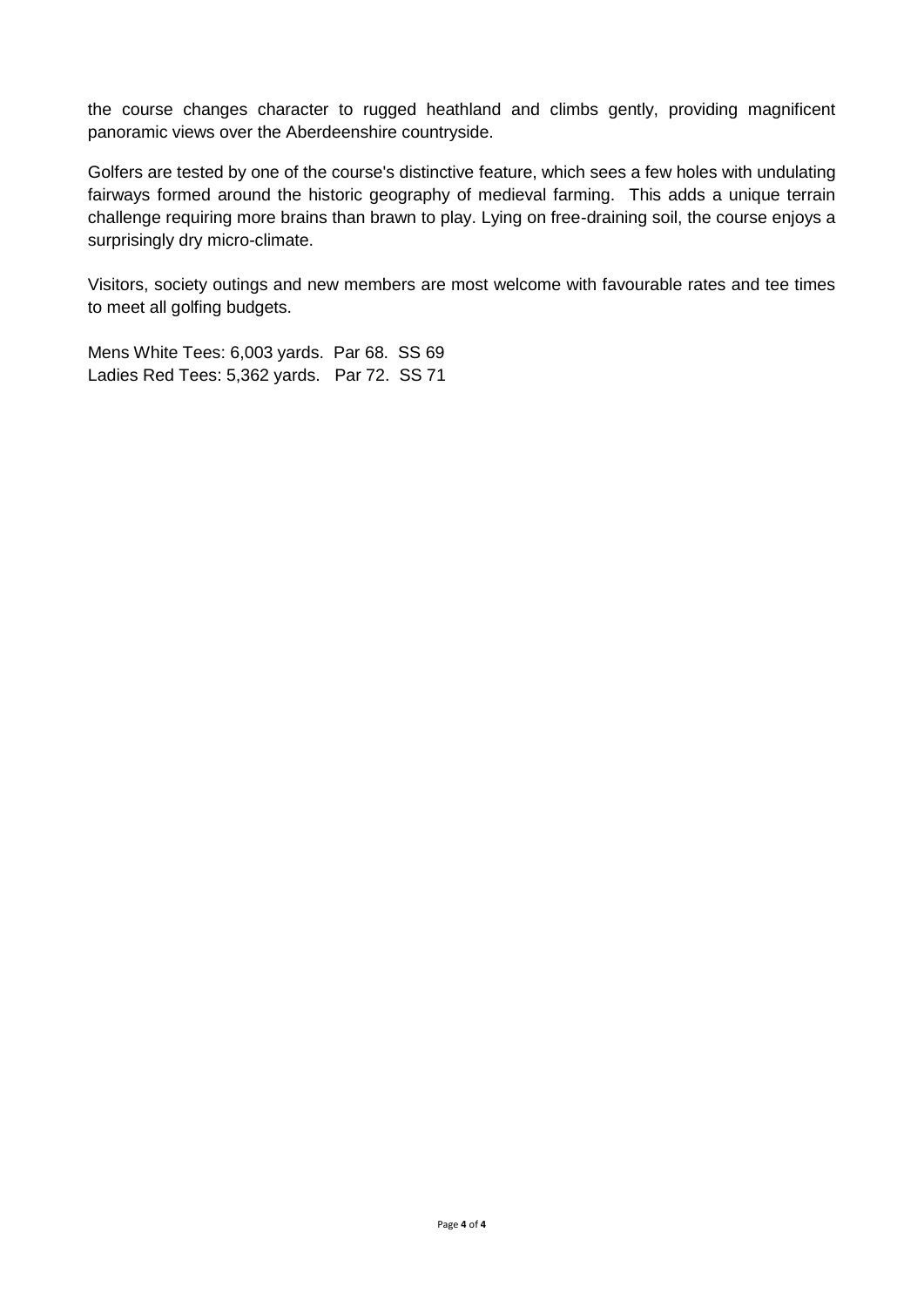the course changes character to rugged heathland and climbs gently, providing magnificent panoramic views over the Aberdeenshire countryside.

Golfers are tested by one of the course's distinctive feature, which sees a few holes with undulating fairways formed around the historic geography of medieval farming. This adds a unique terrain challenge requiring more brains than brawn to play. Lying on free-draining soil, the course enjoys a surprisingly dry micro-climate.

Visitors, society outings and new members are most welcome with favourable rates and tee times to meet all golfing budgets.

Mens White Tees: 6,003 yards. Par 68. SS 69
Ladies Red Tees: 5,362 yards. Par 72. SS 71